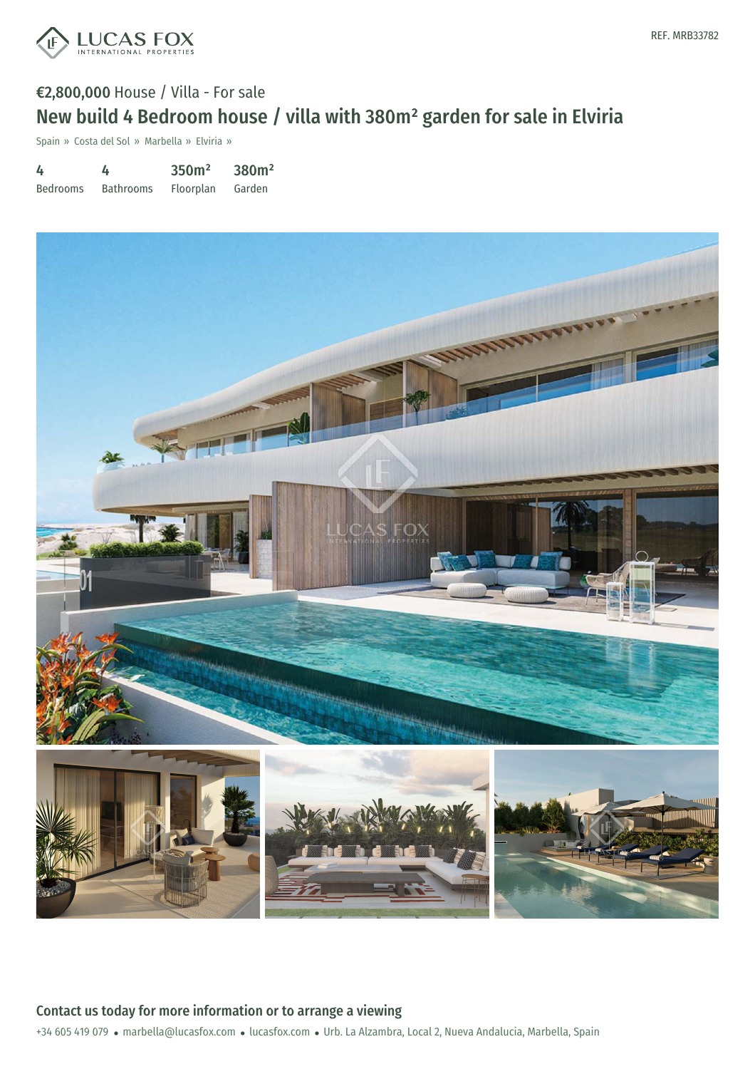REF. MRB33782

€2,800,000 House / Villa - For sale

# New build 4 Bedroom house / villa with 380m² garden for sale in Elviria

Spain » Costa del Sol » Marbella » Elviria »

| 4 | 4 | 350m² | 380m² |
|---|---|---|---|
| Bedrooms | Bathrooms | Floorplan | Garden |

## Contact us today for more information or to arrange a viewing

+34 605 419 079 • marbella@lucasfox.com • lucasfox.com • Urb. La Alzambra, Local 2, Nueva Andalucia, Marbella, Spain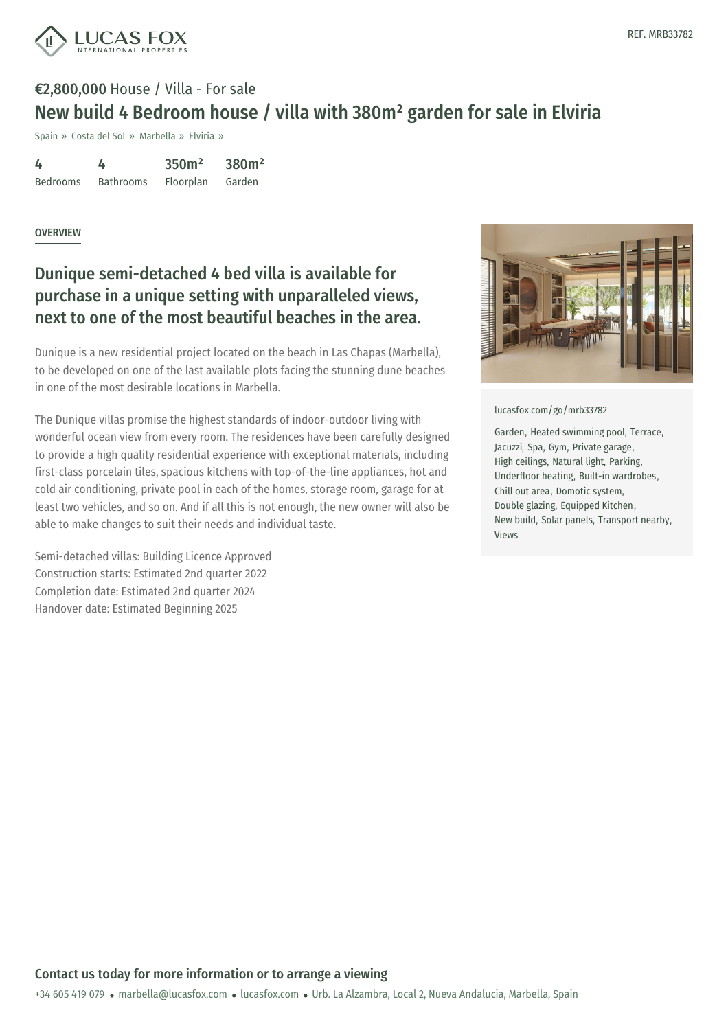REF. MRB33782

**€2,800,000** House / Villa - For sale

# New build 4 Bedroom house / villa with 380m² garden for sale in Elviria

Spain » Costa del Sol » Marbella » Elviria »

| 4 | 4 | 350m² | 380m² |
|---|---|---|---|
| Bedrooms | Bathrooms | Floorplan | Garden |

OVERVIEW

## Dunique semi-detached 4 bed villa is available for purchase in a unique setting with unparalleled views, next to one of the most beautiful beaches in the area.

Dunique is a new residential project located on the beach in Las Chapas (Marbella), to be developed on one of the last available plots facing the stunning dune beaches in one of the most desirable locations in Marbella.

The Dunique villas promise the highest standards of indoor-outdoor living with wonderful ocean view from every room. The residences have been carefully designed to provide a high quality residential experience with exceptional materials, including first-class porcelain tiles, spacious kitchens with top-of-the-line appliances, hot and cold air conditioning, private pool in each of the homes, storage room, garage for at least two vehicles, and so on. And if all this is not enough, the new owner will also be able to make changes to suit their needs and individual taste.

Semi-detached villas: Building Licence Approved
Construction starts: Estimated 2nd quarter 2022
Completion date: Estimated 2nd quarter 2024
Handover date: Estimated Beginning 2025

lucasfox.com/go/mrb33782

Garden, Heated swimming pool, Terrace, Jacuzzi, Spa, Gym, Private garage, High ceilings, Natural light, Parking, Underfloor heating, Built-in wardrobes, Chill out area, Domotic system, Double glazing, Equipped Kitchen, New build, Solar panels, Transport nearby, Views

## Contact us today for more information or to arrange a viewing

+34 605 419 079 • marbella@lucasfox.com • lucasfox.com • Urb. La Alzambra, Local 2, Nueva Andalucia, Marbella, Spain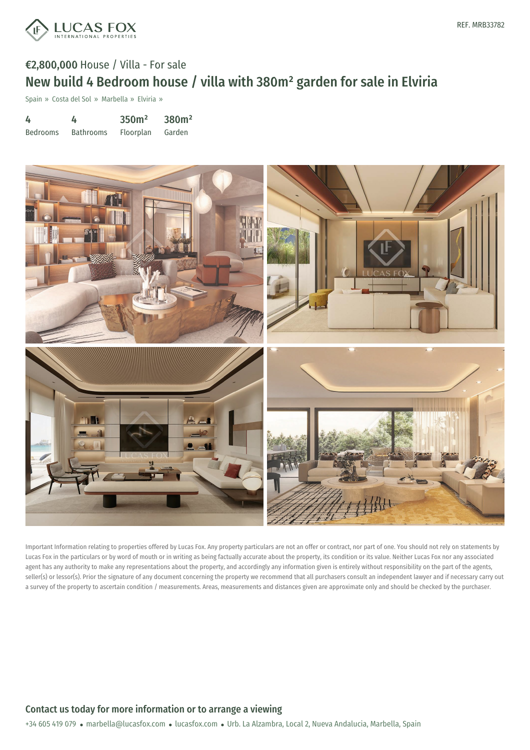REF. MRB33782

€2,800,000 House / Villa - For sale

# New build 4 Bedroom house / villa with 380m² garden for sale in Elviria

Spain » Costa del Sol » Marbella » Elviria »

| 4 | 4 | 350m² | 380m² |
|---|---|---|---|
| Bedrooms | Bathrooms | Floorplan | Garden |

Important Information relating to properties offered by Lucas Fox. Any property particulars are not an offer or contract, nor part of one. You should not rely on statements by Lucas Fox in the particulars or by word of mouth or in writing as being factually accurate about the property, its condition or its value. Neither Lucas Fox nor any associated agent has any authority to make any representations about the property, and accordingly any information given is entirely without responsibility on the part of the agents, seller(s) or lessor(s). Prior the signature of any document concerning the property we recommend that all purchasers consult an independent lawyer and if necessary carry out a survey of the property to ascertain condition / measurements. Areas, measurements and distances given are approximate only and should be checked by the purchaser.

## Contact us today for more information or to arrange a viewing

+34 605 419 079 • marbella@lucasfox.com • lucasfox.com • Urb. La Alzambra, Local 2, Nueva Andalucia, Marbella, Spain